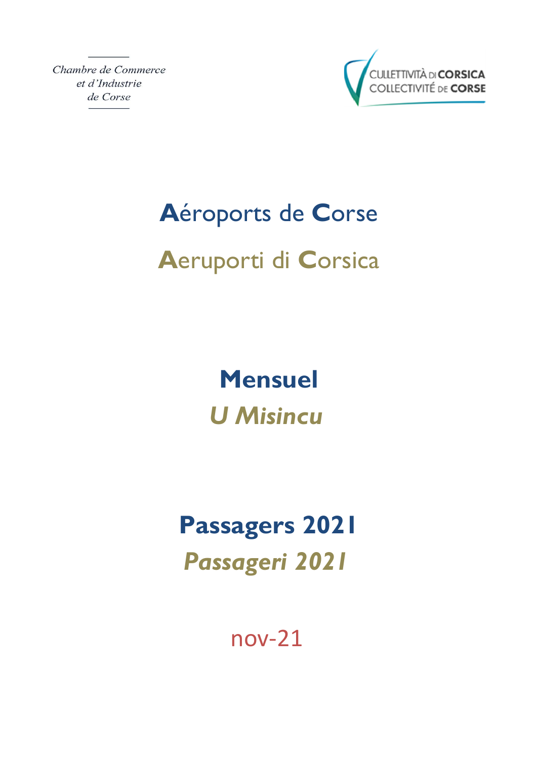Chambre de Commerce
et d'Industrie
de Corse

CULLETTIVITÀ DI CORSICA
COLLECTIVITÉ DE CORSE

# Aéroports de Corse

# Aeruporti di Corsica

## Mensuel

## *U Misincu*

## Passagers 2021

## *Passageri 2021*

nov-21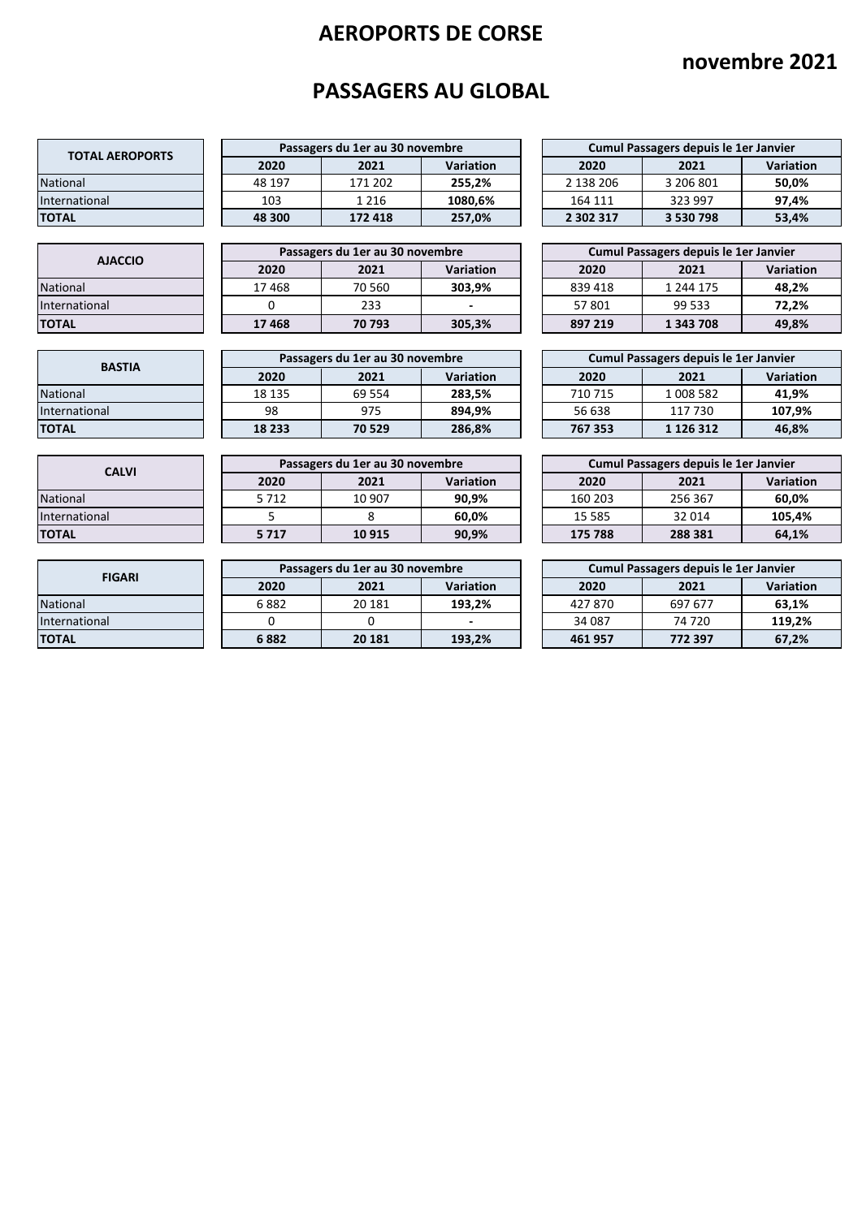# AEROPORTS DE CORSE

## novembre 2021

## PASSAGERS AU GLOBAL

| TOTAL AEROPORTS | Passagers du 1er au 30 novembre | | | Cumul Passagers depuis le 1er Janvier | | |
|---|---|---|---|---|---|---|
| | 2020 | 2021 | Variation | 2020 | 2021 | Variation |
| National | 48 197 | 171 202 | **255,2%** | 2 138 206 | 3 206 801 | **50,0%** |
| International | 103 | 1 216 | **1080,6%** | 164 111 | 323 997 | **97,4%** |
| **TOTAL** | **48 300** | **172 418** | **257,0%** | **2 302 317** | **3 530 798** | **53,4%** |

| AJACCIO | Passagers du 1er au 30 novembre | | | Cumul Passagers depuis le 1er Janvier | | |
|---|---|---|---|---|---|---|
| | 2020 | 2021 | Variation | 2020 | 2021 | Variation |
| National | 17 468 | 70 560 | **303,9%** | 839 418 | 1 244 175 | **48,2%** |
| International | 0 | 233 | **-** | 57 801 | 99 533 | **72,2%** |
| **TOTAL** | **17 468** | **70 793** | **305,3%** | **897 219** | **1 343 708** | **49,8%** |

| BASTIA | Passagers du 1er au 30 novembre | | | Cumul Passagers depuis le 1er Janvier | | |
|---|---|---|---|---|---|---|
| | 2020 | 2021 | Variation | 2020 | 2021 | Variation |
| National | 18 135 | 69 554 | **283,5%** | 710 715 | 1 008 582 | **41,9%** |
| International | 98 | 975 | **894,9%** | 56 638 | 117 730 | **107,9%** |
| **TOTAL** | **18 233** | **70 529** | **286,8%** | **767 353** | **1 126 312** | **46,8%** |

| CALVI | Passagers du 1er au 30 novembre | | | Cumul Passagers depuis le 1er Janvier | | |
|---|---|---|---|---|---|---|
| | 2020 | 2021 | Variation | 2020 | 2021 | Variation |
| National | 5 712 | 10 907 | **90,9%** | 160 203 | 256 367 | **60,0%** |
| International | 5 | 8 | **60,0%** | 15 585 | 32 014 | **105,4%** |
| **TOTAL** | **5 717** | **10 915** | **90,9%** | **175 788** | **288 381** | **64,1%** |

| FIGARI | Passagers du 1er au 30 novembre | | | Cumul Passagers depuis le 1er Janvier | | |
|---|---|---|---|---|---|---|
| | 2020 | 2021 | Variation | 2020 | 2021 | Variation |
| National | 6 882 | 20 181 | **193,2%** | 427 870 | 697 677 | **63,1%** |
| International | 0 | 0 | **-** | 34 087 | 74 720 | **119,2%** |
| **TOTAL** | **6 882** | **20 181** | **193,2%** | **461 957** | **772 397** | **67,2%** |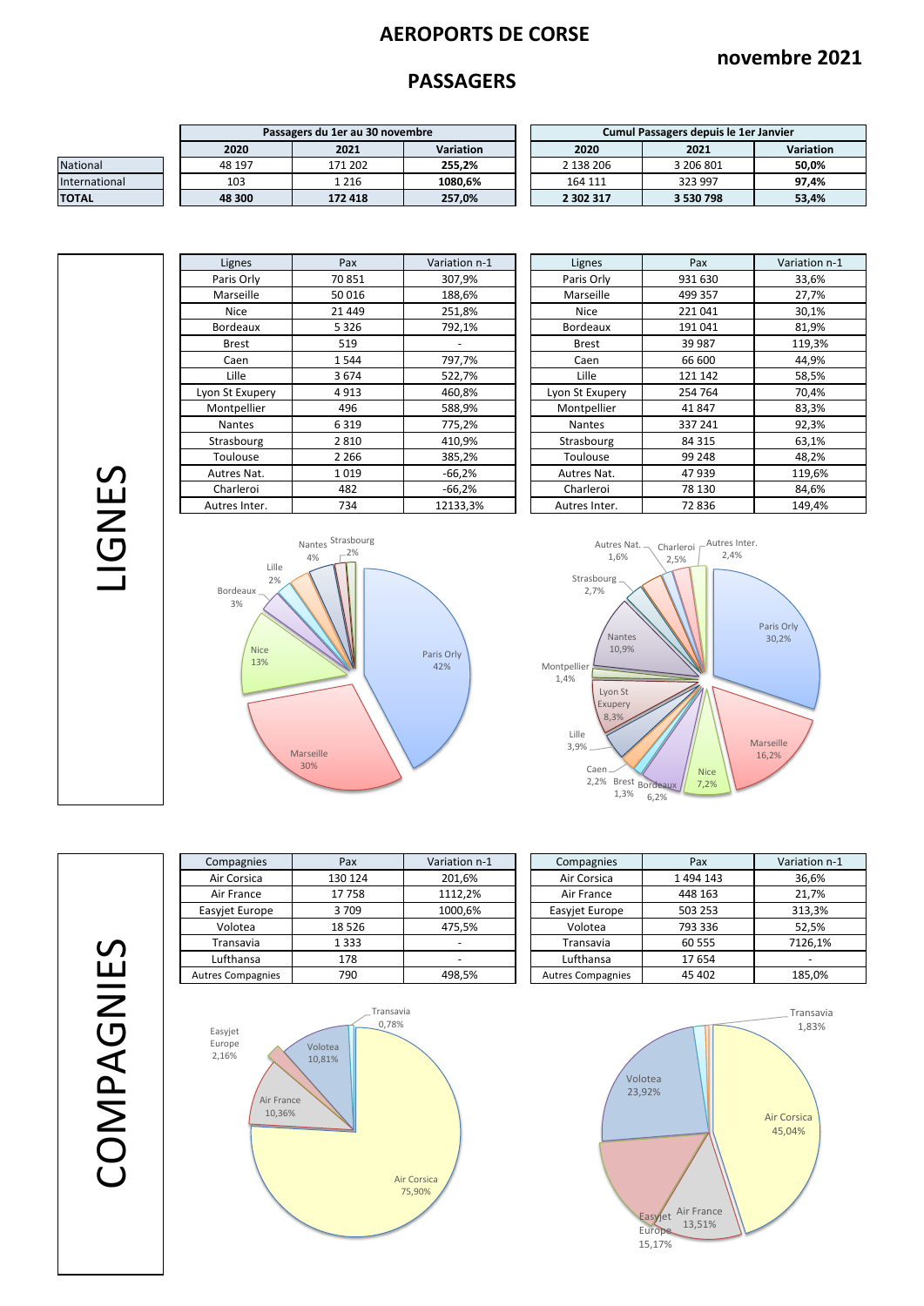# AEROPORTS DE CORSE

## novembre 2021

## PASSAGERS

| | Passagers du 1er au 30 novembre | | | Cumul Passagers depuis le 1er Janvier | | |
|---|---|---|---|---|---|---|
| | 2020 | 2021 | Variation | 2020 | 2021 | Variation |
| National | 48 197 | 171 202 | **255,2%** | 2 138 206 | 3 206 801 | **50,0%** |
| International | 103 | 1 216 | **1080,6%** | 164 111 | 323 997 | **97,4%** |
| **TOTAL** | **48 300** | **172 418** | **257,0%** | **2 302 317** | **3 530 798** | **53,4%** |

## LIGNES

| Lignes | Pax | Variation n-1 |
|---|---|---|
| Paris Orly | 70 851 | 307,9% |
| Marseille | 50 016 | 188,6% |
| Nice | 21 449 | 251,8% |
| Bordeaux | 5 326 | 792,1% |
| Brest | 519 | - |
| Caen | 1 544 | 797,7% |
| Lille | 3 674 | 522,7% |
| Lyon St Exupery | 4 913 | 460,8% |
| Montpellier | 496 | 588,9% |
| Nantes | 6 319 | 775,2% |
| Strasbourg | 2 810 | 410,9% |
| Toulouse | 2 266 | 385,2% |
| Autres Nat. | 1 019 | -66,2% |
| Charleroi | 482 | -66,2% |
| Autres Inter. | 734 | 12133,3% |

| Lignes | Pax | Variation n-1 |
|---|---|---|
| Paris Orly | 931 630 | 33,6% |
| Marseille | 499 357 | 27,7% |
| Nice | 221 041 | 30,1% |
| Bordeaux | 191 041 | 81,9% |
| Brest | 39 987 | 119,3% |
| Caen | 66 600 | 44,9% |
| Lille | 121 142 | 58,5% |
| Lyon St Exupery | 254 764 | 70,4% |
| Montpellier | 41 847 | 83,3% |
| Nantes | 337 241 | 92,3% |
| Strasbourg | 84 315 | 63,1% |
| Toulouse | 99 248 | 48,2% |
| Autres Nat. | 47 939 | 119,6% |
| Charleroi | 78 130 | 84,6% |
| Autres Inter. | 72 836 | 149,4% |

Paris Orly 42% ; Marseille 30% ; Nice 13% ; Bordeaux 3% ; Lille 2% ; Nantes 4% ; Strasbourg 2%

Paris Orly 30,2% ; Marseille 16,2% ; Nice 7,2% ; Bordeaux 6,2% ; Brest 1,3% ; Caen 2,2% ; Lille 3,9% ; Lyon St Exupery 8,3% ; Montpellier 1,4% ; Nantes 10,9% ; Strasbourg 2,7% ; Autres Nat. 1,6% ; Charleroi 2,5% ; Autres Inter. 2,4%

## COMPAGNIES

| Compagnies | Pax | Variation n-1 |
|---|---|---|
| Air Corsica | 130 124 | 201,6% |
| Air France | 17 758 | 1112,2% |
| Easyjet Europe | 3 709 | 1000,6% |
| Volotea | 18 526 | 475,5% |
| Transavia | 1 333 | - |
| Lufthansa | 178 | - |
| Autres Compagnies | 790 | 498,5% |

| Compagnies | Pax | Variation n-1 |
|---|---|---|
| Air Corsica | 1 494 143 | 36,6% |
| Air France | 448 163 | 21,7% |
| Easyjet Europe | 503 253 | 313,3% |
| Volotea | 793 336 | 52,5% |
| Transavia | 60 555 | 7126,1% |
| Lufthansa | 17 654 | - |
| Autres Compagnies | 45 402 | 185,0% |

Air Corsica 75,90% ; Air France 10,36% ; Easyjet Europe 2,16% ; Volotea 10,81% ; Transavia 0,78%

Air Corsica 45,04% ; Air France 13,51% ; Easyjet Europe 15,17% ; Volotea 23,92% ; Transavia 1,83%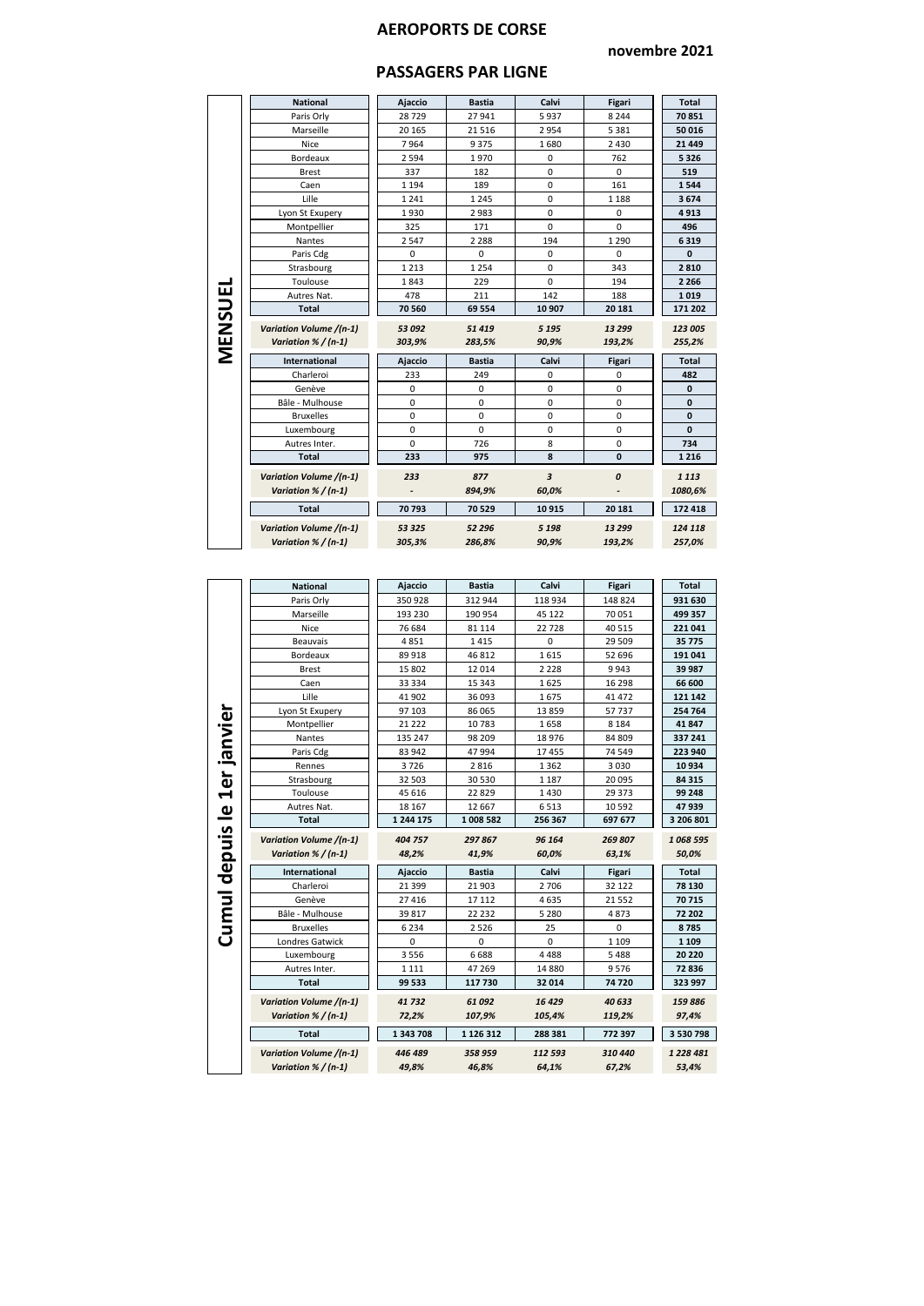# AEROPORTS DE CORSE

**novembre 2021**

## PASSAGERS PAR LIGNE

### MENSUEL

| National | Ajaccio | Bastia | Calvi | Figari | Total |
|---|---|---|---|---|---|
| Paris Orly | 28 729 | 27 941 | 5 937 | 8 244 | **70 851** |
| Marseille | 20 165 | 21 516 | 2 954 | 5 381 | **50 016** |
| Nice | 7 964 | 9 375 | 1 680 | 2 430 | **21 449** |
| Bordeaux | 2 594 | 1 970 | 0 | 762 | **5 326** |
| Brest | 337 | 182 | 0 | 0 | **519** |
| Caen | 1 194 | 189 | 0 | 161 | **1 544** |
| Lille | 1 241 | 1 245 | 0 | 1 188 | **3 674** |
| Lyon St Exupery | 1 930 | 2 983 | 0 | 0 | **4 913** |
| Montpellier | 325 | 171 | 0 | 0 | **496** |
| Nantes | 2 547 | 2 288 | 194 | 1 290 | **6 319** |
| Paris Cdg | 0 | 0 | 0 | 0 | **0** |
| Strasbourg | 1 213 | 1 254 | 0 | 343 | **2 810** |
| Toulouse | 1 843 | 229 | 0 | 194 | **2 266** |
| Autres Nat. | 478 | 211 | 142 | 188 | **1 019** |
| **Total** | **70 560** | **69 554** | **10 907** | **20 181** | **171 202** |
| *Variation Volume /(n-1)* | *53 092* | *51 419* | *5 195* | *13 299* | *123 005* |
| *Variation % / (n-1)* | *303,9%* | *283,5%* | *90,9%* | *193,2%* | *255,2%* |

| International | Ajaccio | Bastia | Calvi | Figari | Total |
|---|---|---|---|---|---|
| Charleroi | 233 | 249 | 0 | 0 | **482** |
| Genève | 0 | 0 | 0 | 0 | **0** |
| Bâle - Mulhouse | 0 | 0 | 0 | 0 | **0** |
| Bruxelles | 0 | 0 | 0 | 0 | **0** |
| Luxembourg | 0 | 0 | 0 | 0 | **0** |
| Autres Inter. | 0 | 726 | 8 | 0 | **734** |
| **Total** | **233** | **975** | **8** | **0** | **1 216** |
| *Variation Volume /(n-1)* | *233* | *877* | *3* | *0* | *1 113* |
| *Variation % / (n-1)* | - | *894,9%* | *60,0%* | - | *1080,6%* |

| | Ajaccio | Bastia | Calvi | Figari | Total |
|---|---|---|---|---|---|
| **Total** | **70 793** | **70 529** | **10 915** | **20 181** | **172 418** |
| *Variation Volume /(n-1)* | *53 325* | *52 296* | *5 198* | *13 299* | *124 118* |
| *Variation % / (n-1)* | *305,3%* | *286,8%* | *90,9%* | *193,2%* | *257,0%* |

### Cumul depuis le 1er janvier

| National | Ajaccio | Bastia | Calvi | Figari | Total |
|---|---|---|---|---|---|
| Paris Orly | 350 928 | 312 944 | 118 934 | 148 824 | **931 630** |
| Marseille | 193 230 | 190 954 | 45 122 | 70 051 | **499 357** |
| Nice | 76 684 | 81 114 | 22 728 | 40 515 | **221 041** |
| Beauvais | 4 851 | 1 415 | 0 | 29 509 | **35 775** |
| Bordeaux | 89 918 | 46 812 | 1 615 | 52 696 | **191 041** |
| Brest | 15 802 | 12 014 | 2 228 | 9 943 | **39 987** |
| Caen | 33 334 | 15 343 | 1 625 | 16 298 | **66 600** |
| Lille | 41 902 | 36 093 | 1 675 | 41 472 | **121 142** |
| Lyon St Exupery | 97 103 | 86 065 | 13 859 | 57 737 | **254 764** |
| Montpellier | 21 222 | 10 783 | 1 658 | 8 184 | **41 847** |
| Nantes | 135 247 | 98 209 | 18 976 | 84 809 | **337 241** |
| Paris Cdg | 83 942 | 47 994 | 17 455 | 74 549 | **223 940** |
| Rennes | 3 726 | 2 816 | 1 362 | 3 030 | **10 934** |
| Strasbourg | 32 503 | 30 530 | 1 187 | 20 095 | **84 315** |
| Toulouse | 45 616 | 22 829 | 1 430 | 29 373 | **99 248** |
| Autres Nat. | 18 167 | 12 667 | 6 513 | 10 592 | **47 939** |
| **Total** | **1 244 175** | **1 008 582** | **256 367** | **697 677** | **3 206 801** |
| *Variation Volume /(n-1)* | *404 757* | *297 867* | *96 164* | *269 807* | *1 068 595* |
| *Variation % / (n-1)* | *48,2%* | *41,9%* | *60,0%* | *63,1%* | *50,0%* |

| International | Ajaccio | Bastia | Calvi | Figari | Total |
|---|---|---|---|---|---|
| Charleroi | 21 399 | 21 903 | 2 706 | 32 122 | **78 130** |
| Genève | 27 416 | 17 112 | 4 635 | 21 552 | **70 715** |
| Bâle - Mulhouse | 39 817 | 22 232 | 5 280 | 4 873 | **72 202** |
| Bruxelles | 6 234 | 2 526 | 25 | 0 | **8 785** |
| Londres Gatwick | 0 | 0 | 0 | 1 109 | **1 109** |
| Luxembourg | 3 556 | 6 688 | 4 488 | 5 488 | **20 220** |
| Autres Inter. | 1 111 | 47 269 | 14 880 | 9 576 | **72 836** |
| **Total** | **99 533** | **117 730** | **32 014** | **74 720** | **323 997** |
| *Variation Volume /(n-1)* | *41 732* | *61 092* | *16 429* | *40 633* | *159 886* |
| *Variation % / (n-1)* | *72,2%* | *107,9%* | *105,4%* | *119,2%* | *97,4%* |

| | Ajaccio | Bastia | Calvi | Figari | Total |
|---|---|---|---|---|---|
| **Total** | **1 343 708** | **1 126 312** | **288 381** | **772 397** | **3 530 798** |
| *Variation Volume /(n-1)* | *446 489* | *358 959* | *112 593* | *310 440* | *1 228 481* |
| *Variation % / (n-1)* | *49,8%* | *46,8%* | *64,1%* | *67,2%* | *53,4%* |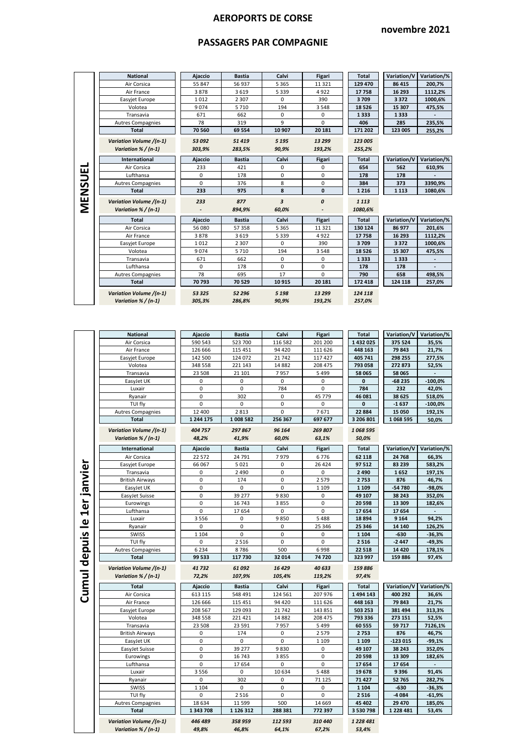# AEROPORTS DE CORSE

**novembre 2021**

## PASSAGERS PAR COMPAGNIE

## MENSUEL

| National | Ajaccio | Bastia | Calvi | Figari | Total | Variation/V | Variation/% |
|---|---|---|---|---|---|---|---|
| Air Corsica | 55 847 | 56 937 | 5 365 | 11 321 | 129 470 | 86 415 | 200,7% |
| Air France | 3 878 | 3 619 | 5 339 | 4 922 | 17 758 | 16 293 | 1112,2% |
| Easyjet Europe | 1 012 | 2 307 | 0 | 390 | 3 709 | 3 372 | 1000,6% |
| Volotea | 9 074 | 5 710 | 194 | 3 548 | 18 526 | 15 307 | 475,5% |
| Transavia | 671 | 662 | 0 | 0 | 1 333 | 1 333 | - |
| Autres Compagnies | 78 | 319 | 9 | 0 | 406 | 285 | 235,5% |
| **Total** | **70 560** | **69 554** | **10 907** | **20 181** | **171 202** | **123 005** | **255,2%** |
| *Variation Volume /(n-1)* | *53 092* | *51 419* | *5 195* | *13 299* | *123 005* | | |
| *Variation % / (n-1)* | *303,9%* | *283,5%* | *90,9%* | *193,2%* | *255,2%* | | |

| International | Ajaccio | Bastia | Calvi | Figari | Total | Variation/V | Variation/% |
|---|---|---|---|---|---|---|---|
| Air Corsica | 233 | 421 | 0 | 0 | 654 | 562 | 610,9% |
| Lufthansa | 0 | 178 | 0 | 0 | 178 | 178 | - |
| Autres Compagnies | 0 | 376 | 8 | 0 | 384 | 373 | 3390,9% |
| **Total** | **233** | **975** | **8** | **0** | **1 216** | **1 113** | **1080,6%** |
| *Variation Volume /(n-1)* | *233* | *877* | *3* | *0* | *1 113* | | |
| *Variation % / (n-1)* | *-* | *894,9%* | *60,0%* | *-* | *1080,6%* | | |

| Total | Ajaccio | Bastia | Calvi | Figari | Total | Variation/V | Variation/% |
|---|---|---|---|---|---|---|---|
| Air Corsica | 56 080 | 57 358 | 5 365 | 11 321 | 130 124 | 86 977 | 201,6% |
| Air France | 3 878 | 3 619 | 5 339 | 4 922 | 17 758 | 16 293 | 1112,2% |
| Easyjet Europe | 1 012 | 2 307 | 0 | 390 | 3 709 | 3 372 | 1000,6% |
| Volotea | 9 074 | 5 710 | 194 | 3 548 | 18 526 | 15 307 | 475,5% |
| Transavia | 671 | 662 | 0 | 0 | 1 333 | 1 333 | - |
| Lufthansa | 0 | 178 | 0 | 0 | 178 | 178 | - |
| Autres Compagnies | 78 | 695 | 17 | 0 | 790 | 658 | 498,5% |
| **Total** | **70 793** | **70 529** | **10 915** | **20 181** | **172 418** | **124 118** | **257,0%** |
| *Variation Volume /(n-1)* | *53 325* | *52 296* | *5 198* | *13 299* | *124 118* | | |
| *Variation % / (n-1)* | *305,3%* | *286,8%* | *90,9%* | *193,2%* | *257,0%* | | |

## Cumul depuis le 1er janvier

| National | Ajaccio | Bastia | Calvi | Figari | Total | Variation/V | Variation/% |
|---|---|---|---|---|---|---|---|
| Air Corsica | 590 543 | 523 700 | 116 582 | 201 200 | 1 432 025 | 375 524 | 35,5% |
| Air France | 126 666 | 115 451 | 94 420 | 111 626 | 448 163 | 79 843 | 21,7% |
| Easyjet Europe | 142 500 | 124 072 | 21 742 | 117 427 | 405 741 | 298 255 | 277,5% |
| Volotea | 348 558 | 221 143 | 14 882 | 208 475 | 793 058 | 272 873 | 52,5% |
| Transavia | 23 508 | 21 101 | 7 957 | 5 499 | 58 065 | 58 065 | - |
| EasyJet UK | 0 | 0 | 0 | 0 | 0 | -68 235 | -100,0% |
| Luxair | 0 | 0 | 784 | 0 | 784 | 232 | 42,0% |
| Ryanair | 0 | 302 | 0 | 45 779 | 46 081 | 38 625 | 518,0% |
| TUI fly | 0 | 0 | 0 | 0 | 0 | -1 637 | -100,0% |
| Autres Compagnies | 12 400 | 2 813 | 0 | 7 671 | 22 884 | 15 050 | 192,1% |
| **Total** | **1 244 175** | **1 008 582** | **256 367** | **697 677** | **3 206 801** | **1 068 595** | **50,0%** |
| *Variation Volume /(n-1)* | *404 757* | *297 867* | *96 164* | *269 807* | *1 068 595* | | |
| *Variation % / (n-1)* | *48,2%* | *41,9%* | *60,0%* | *63,1%* | *50,0%* | | |

| International | Ajaccio | Bastia | Calvi | Figari | Total | Variation/V | Variation/% |
|---|---|---|---|---|---|---|---|
| Air Corsica | 22 572 | 24 791 | 7 979 | 6 776 | 62 118 | 24 768 | 66,3% |
| Easyjet Europe | 66 067 | 5 021 | 0 | 26 424 | 97 512 | 83 239 | 583,2% |
| Transavia | 0 | 2 490 | 0 | 0 | 2 490 | 1 652 | 197,1% |
| British Airways | 0 | 174 | 0 | 2 579 | 2 753 | 876 | 46,7% |
| EasyJet UK | 0 | 0 | 0 | 1 109 | 1 109 | -54 780 | -98,0% |
| EasyJet Suisse | 0 | 39 277 | 9 830 | 0 | 49 107 | 38 243 | 352,0% |
| Eurowings | 0 | 16 743 | 3 855 | 0 | 20 598 | 13 309 | 182,6% |
| Lufthansa | 0 | 17 654 | 0 | 0 | 17 654 | 17 654 | - |
| Luxair | 3 556 | 0 | 9 850 | 5 488 | 18 894 | 9 164 | 94,2% |
| Ryanair | 0 | 0 | 0 | 25 346 | 25 346 | 14 140 | 126,2% |
| SWISS | 1 104 | 0 | 0 | 0 | 1 104 | -630 | -36,3% |
| TUI fly | 0 | 2 516 | 0 | 0 | 2 516 | -2 447 | -49,3% |
| Autres Compagnies | 6 234 | 8 786 | 500 | 6 998 | 22 518 | 14 420 | 178,1% |
| **Total** | **99 533** | **117 730** | **32 014** | **74 720** | **323 997** | **159 886** | **97,4%** |
| *Variation Volume /(n-1)* | *41 732* | *61 092* | *16 429* | *40 633* | *159 886* | | |
| *Variation % / (n-1)* | *72,2%* | *107,9%* | *105,4%* | *119,2%* | *97,4%* | | |

| Total | Ajaccio | Bastia | Calvi | Figari | Total | Variation/V | Variation/% |
|---|---|---|---|---|---|---|---|
| Air Corsica | 613 115 | 548 491 | 124 561 | 207 976 | 1 494 143 | 400 292 | 36,6% |
| Air France | 126 666 | 115 451 | 94 420 | 111 626 | 448 163 | 79 843 | 21,7% |
| Easyjet Europe | 208 567 | 129 093 | 21 742 | 143 851 | 503 253 | 381 494 | 313,3% |
| Volotea | 348 558 | 221 421 | 14 882 | 208 475 | 793 336 | 273 151 | 52,5% |
| Transavia | 23 508 | 23 591 | 7 957 | 5 499 | 60 555 | 59 717 | 7126,1% |
| British Airways | 0 | 174 | 0 | 2 579 | 2 753 | 876 | 46,7% |
| EasyJet UK | 0 | 0 | 0 | 1 109 | 1 109 | -123 015 | -99,1% |
| EasyJet Suisse | 0 | 39 277 | 9 830 | 0 | 49 107 | 38 243 | 352,0% |
| Eurowings | 0 | 16 743 | 3 855 | 0 | 20 598 | 13 309 | 182,6% |
| Lufthansa | 0 | 17 654 | 0 | 0 | 17 654 | 17 654 | - |
| Luxair | 3 556 | 0 | 10 634 | 5 488 | 19 678 | 9 396 | 91,4% |
| Ryanair | 0 | 302 | 0 | 71 125 | 71 427 | 52 765 | 282,7% |
| SWISS | 1 104 | 0 | 0 | 0 | 1 104 | -630 | -36,3% |
| TUI fly | 0 | 2 516 | 0 | 0 | 2 516 | -4 084 | -61,9% |
| Autres Compagnies | 18 634 | 11 599 | 500 | 14 669 | 45 402 | 29 470 | 185,0% |
| **Total** | **1 343 708** | **1 126 312** | **288 381** | **772 397** | **3 530 798** | **1 228 481** | **53,4%** |
| *Variation Volume /(n-1)* | *446 489* | *358 959* | *112 593* | *310 440* | *1 228 481* | | |
| *Variation % / (n-1)* | *49,8%* | *46,8%* | *64,1%* | *67,2%* | *53,4%* | | |